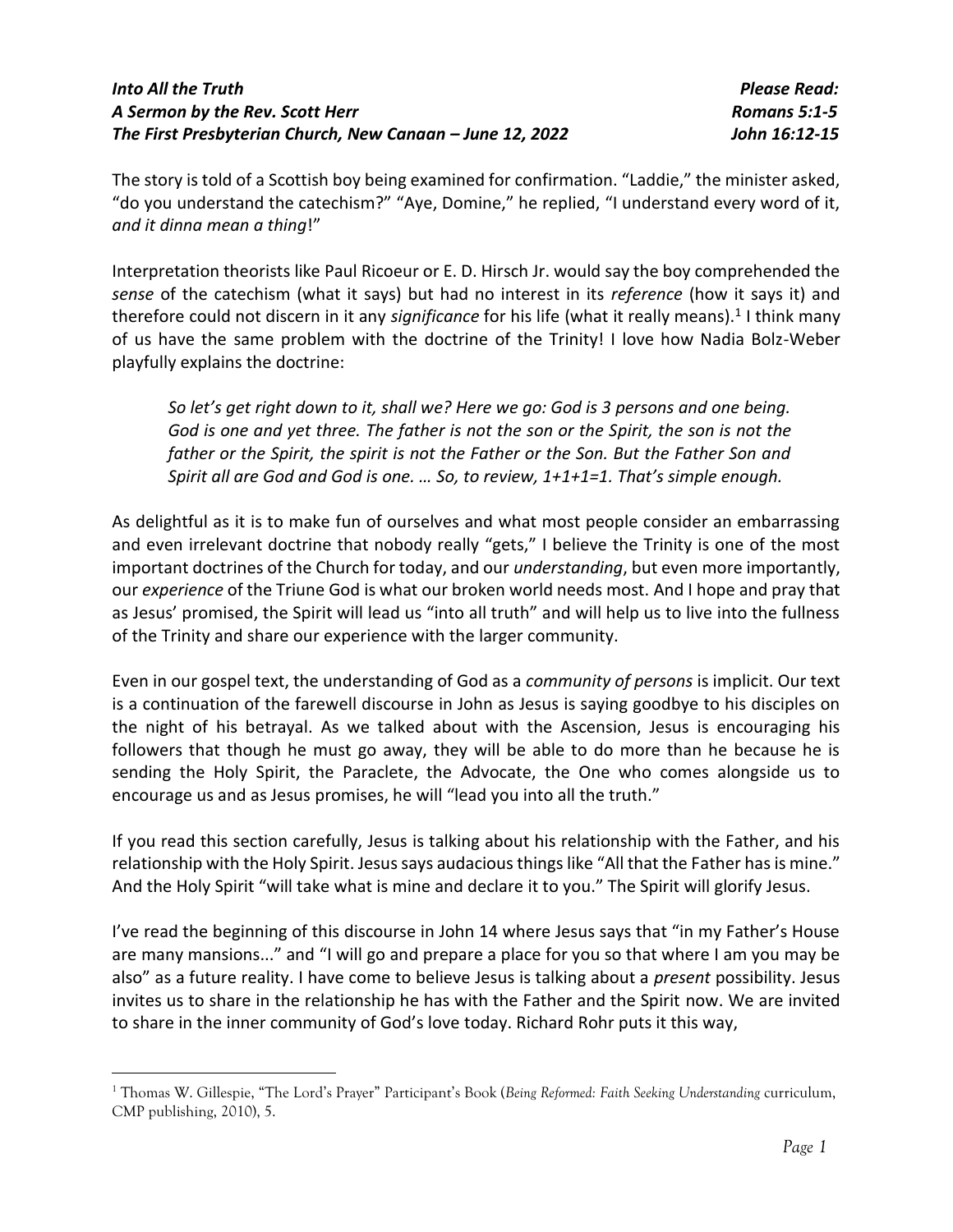***Into All the Truth***
***A Sermon by the Rev. Scott Herr***
***The First Presbyterian Church, New Canaan – June 12, 2022***

***Please Read:***
***Romans 5:1-5***
***John 16:12-15***

The story is told of a Scottish boy being examined for confirmation. "Laddie," the minister asked, "do you understand the catechism?" "Aye, Domine," he replied, "I understand every word of it, *and it dinna mean a thing*!"

Interpretation theorists like Paul Ricoeur or E. D. Hirsch Jr. would say the boy comprehended the *sense* of the catechism (what it says) but had no interest in its *reference* (how it says it) and therefore could not discern in it any *significance* for his life (what it really means).[1] I think many of us have the same problem with the doctrine of the Trinity! I love how Nadia Bolz-Weber playfully explains the doctrine:

> *So let's get right down to it, shall we? Here we go: God is 3 persons and one being. God is one and yet three. The father is not the son or the Spirit, the son is not the father or the Spirit, the spirit is not the Father or the Son. But the Father Son and Spirit all are God and God is one. … So, to review, 1+1+1=1. That's simple enough.*

As delightful as it is to make fun of ourselves and what most people consider an embarrassing and even irrelevant doctrine that nobody really "gets," I believe the Trinity is one of the most important doctrines of the Church for today, and our *understanding*, but even more importantly, our *experience* of the Triune God is what our broken world needs most. And I hope and pray that as Jesus' promised, the Spirit will lead us "into all truth" and will help us to live into the fullness of the Trinity and share our experience with the larger community.

Even in our gospel text, the understanding of God as a *community of persons* is implicit. Our text is a continuation of the farewell discourse in John as Jesus is saying goodbye to his disciples on the night of his betrayal. As we talked about with the Ascension, Jesus is encouraging his followers that though he must go away, they will be able to do more than he because he is sending the Holy Spirit, the Paraclete, the Advocate, the One who comes alongside us to encourage us and as Jesus promises, he will "lead you into all the truth."

If you read this section carefully, Jesus is talking about his relationship with the Father, and his relationship with the Holy Spirit. Jesus says audacious things like "All that the Father has is mine." And the Holy Spirit "will take what is mine and declare it to you." The Spirit will glorify Jesus.

I've read the beginning of this discourse in John 14 where Jesus says that "in my Father's House are many mansions..." and "I will go and prepare a place for you so that where I am you may be also" as a future reality. I have come to believe Jesus is talking about a *present* possibility. Jesus invites us to share in the relationship he has with the Father and the Spirit now. We are invited to share in the inner community of God's love today. Richard Rohr puts it this way,

---

[1] Thomas W. Gillespie, "The Lord's Prayer" Participant's Book (*Being Reformed: Faith Seeking Understanding* curriculum, CMP publishing, 2010), 5.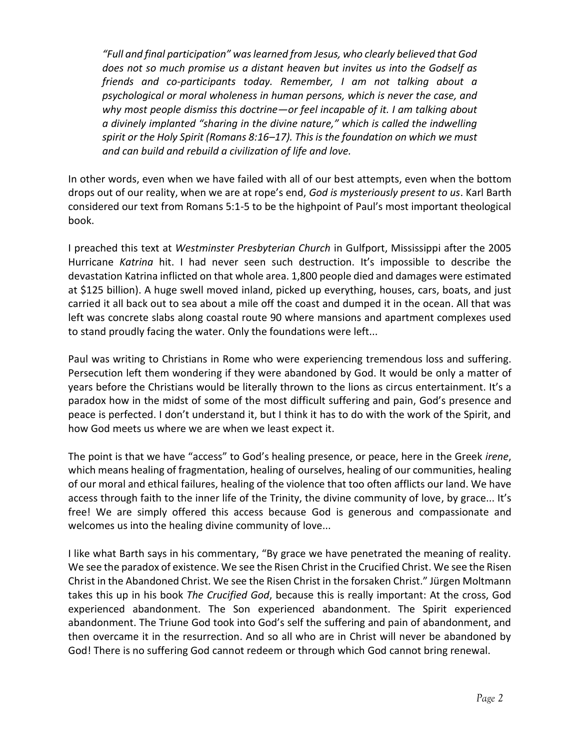> *"Full and final participation" was learned from Jesus, who clearly believed that God does not so much promise us a distant heaven but invites us into the Godself as friends and co-participants today. Remember, I am not talking about a psychological or moral wholeness in human persons, which is never the case, and why most people dismiss this doctrine—or feel incapable of it. I am talking about a divinely implanted "sharing in the divine nature," which is called the indwelling spirit or the Holy Spirit (Romans 8:16–17). This is the foundation on which we must and can build and rebuild a civilization of life and love.*

In other words, even when we have failed with all of our best attempts, even when the bottom drops out of our reality, when we are at rope's end, *God is mysteriously present to us*. Karl Barth considered our text from Romans 5:1-5 to be the highpoint of Paul's most important theological book.

I preached this text at *Westminster Presbyterian Church* in Gulfport, Mississippi after the 2005 Hurricane *Katrina* hit. I had never seen such destruction. It's impossible to describe the devastation Katrina inflicted on that whole area. 1,800 people died and damages were estimated at $125 billion). A huge swell moved inland, picked up everything, houses, cars, boats, and just carried it all back out to sea about a mile off the coast and dumped it in the ocean. All that was left was concrete slabs along coastal route 90 where mansions and apartment complexes used to stand proudly facing the water. Only the foundations were left...

Paul was writing to Christians in Rome who were experiencing tremendous loss and suffering. Persecution left them wondering if they were abandoned by God. It would be only a matter of years before the Christians would be literally thrown to the lions as circus entertainment. It's a paradox how in the midst of some of the most difficult suffering and pain, God's presence and peace is perfected. I don't understand it, but I think it has to do with the work of the Spirit, and how God meets us where we are when we least expect it.

The point is that we have "access" to God's healing presence, or peace, here in the Greek *irene*, which means healing of fragmentation, healing of ourselves, healing of our communities, healing of our moral and ethical failures, healing of the violence that too often afflicts our land. We have access through faith to the inner life of the Trinity, the divine community of love, by grace... It's free! We are simply offered this access because God is generous and compassionate and welcomes us into the healing divine community of love...

I like what Barth says in his commentary, "By grace we have penetrated the meaning of reality. We see the paradox of existence. We see the Risen Christ in the Crucified Christ. We see the Risen Christ in the Abandoned Christ. We see the Risen Christ in the forsaken Christ." Jürgen Moltmann takes this up in his book *The Crucified God*, because this is really important: At the cross, God experienced abandonment. The Son experienced abandonment. The Spirit experienced abandonment. The Triune God took into God's self the suffering and pain of abandonment, and then overcame it in the resurrection. And so all who are in Christ will never be abandoned by God! There is no suffering God cannot redeem or through which God cannot bring renewal.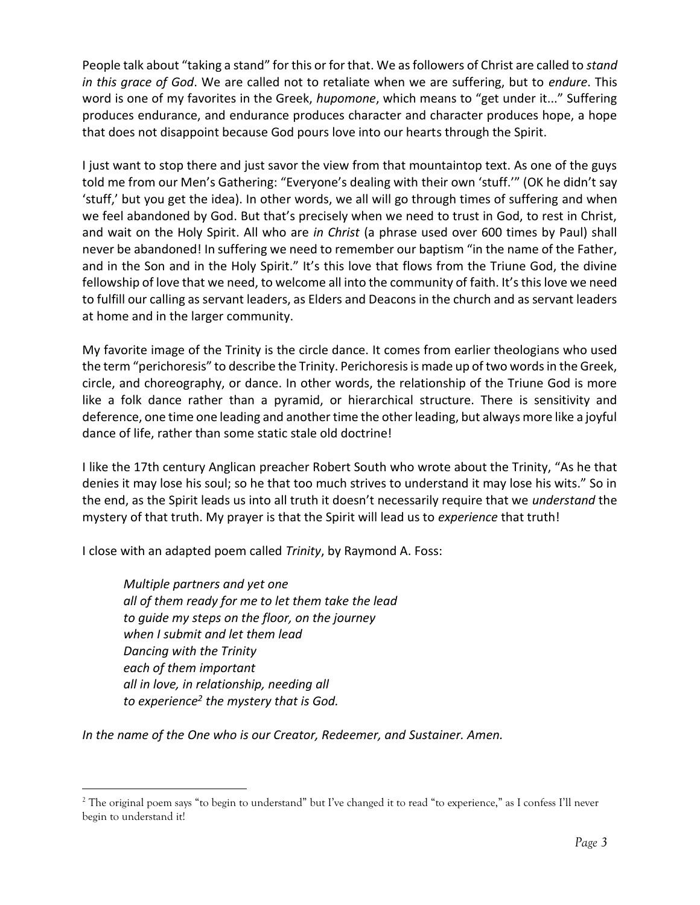People talk about "taking a stand" for this or for that. We as followers of Christ are called to *stand in this grace of God*. We are called not to retaliate when we are suffering, but to *endure*. This word is one of my favorites in the Greek, *hupomone*, which means to "get under it..." Suffering produces endurance, and endurance produces character and character produces hope, a hope that does not disappoint because God pours love into our hearts through the Spirit.

I just want to stop there and just savor the view from that mountaintop text. As one of the guys told me from our Men's Gathering: "Everyone's dealing with their own 'stuff.'" (OK he didn't say 'stuff,' but you get the idea). In other words, we all will go through times of suffering and when we feel abandoned by God. But that's precisely when we need to trust in God, to rest in Christ, and wait on the Holy Spirit. All who are *in Christ* (a phrase used over 600 times by Paul) shall never be abandoned! In suffering we need to remember our baptism "in the name of the Father, and in the Son and in the Holy Spirit." It's this love that flows from the Triune God, the divine fellowship of love that we need, to welcome all into the community of faith. It's this love we need to fulfill our calling as servant leaders, as Elders and Deacons in the church and as servant leaders at home and in the larger community.

My favorite image of the Trinity is the circle dance. It comes from earlier theologians who used the term "perichoresis" to describe the Trinity. Perichoresis is made up of two words in the Greek, circle, and choreography, or dance. In other words, the relationship of the Triune God is more like a folk dance rather than a pyramid, or hierarchical structure. There is sensitivity and deference, one time one leading and another time the other leading, but always more like a joyful dance of life, rather than some static stale old doctrine!

I like the 17th century Anglican preacher Robert South who wrote about the Trinity, "As he that denies it may lose his soul; so he that too much strives to understand it may lose his wits." So in the end, as the Spirit leads us into all truth it doesn't necessarily require that we *understand* the mystery of that truth. My prayer is that the Spirit will lead us to *experience* that truth!

I close with an adapted poem called *Trinity*, by Raymond A. Foss:

> *Multiple partners and yet one*
> *all of them ready for me to let them take the lead*
> *to guide my steps on the floor, on the journey*
> *when I submit and let them lead*
> *Dancing with the Trinity*
> *each of them important*
> *all in love, in relationship, needing all*
> *to experience[2] the mystery that is God.*

*In the name of the One who is our Creator, Redeemer, and Sustainer. Amen.*

---

[2] The original poem says "to begin to understand" but I've changed it to read "to experience," as I confess I'll never begin to understand it!